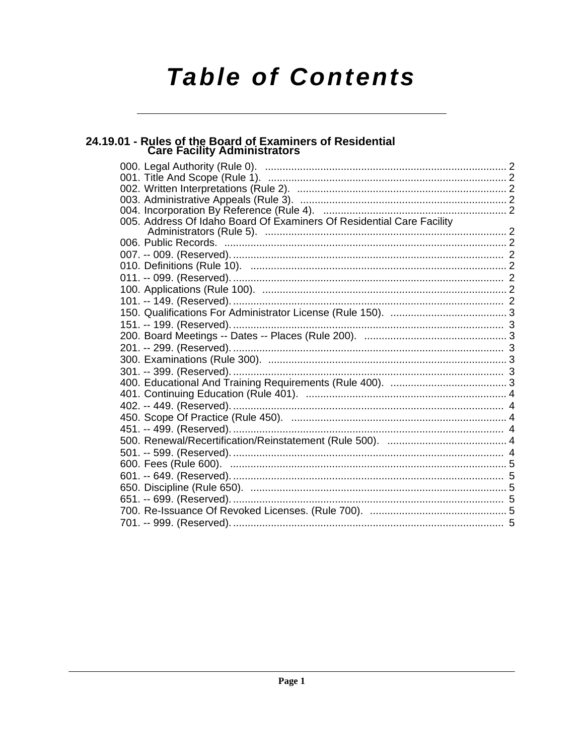# Table of Contents

## 24.19.01 - Rules of the Board of Examiners of Residential Care Facility Administrators

000. Legal Authority (Rule 0). ..... 2
001. Title And Scope (Rule 1). ..... 2
002. Written Interpretations (Rule 2). ..... 2
003. Administrative Appeals (Rule 3). ..... 2
004. Incorporation By Reference (Rule 4). ..... 2
005. Address Of Idaho Board Of Examiners Of Residential Care Facility Administrators (Rule 5). ..... 2
006. Public Records. ..... 2
007. -- 009. (Reserved). ..... 2
010. Definitions (Rule 10). ..... 2
011. -- 099. (Reserved). ..... 2
100. Applications (Rule 100). ..... 2
101. -- 149. (Reserved). ..... 2
150. Qualifications For Administrator License (Rule 150). ..... 3
151. -- 199. (Reserved). ..... 3
200. Board Meetings -- Dates -- Places (Rule 200). ..... 3
201. -- 299. (Reserved). ..... 3
300. Examinations (Rule 300). ..... 3
301. -- 399. (Reserved). ..... 3
400. Educational And Training Requirements (Rule 400). ..... 3
401. Continuing Education (Rule 401). ..... 4
402. -- 449. (Reserved). ..... 4
450. Scope Of Practice (Rule 450). ..... 4
451. -- 499. (Reserved). ..... 4
500. Renewal/Recertification/Reinstatement (Rule 500). ..... 4
501. -- 599. (Reserved). ..... 4
600. Fees (Rule 600). ..... 5
601. -- 649. (Reserved). ..... 5
650. Discipline (Rule 650). ..... 5
651. -- 699. (Reserved). ..... 5
700. Re-Issuance Of Revoked Licenses. (Rule 700). ..... 5
701. -- 999. (Reserved). ..... 5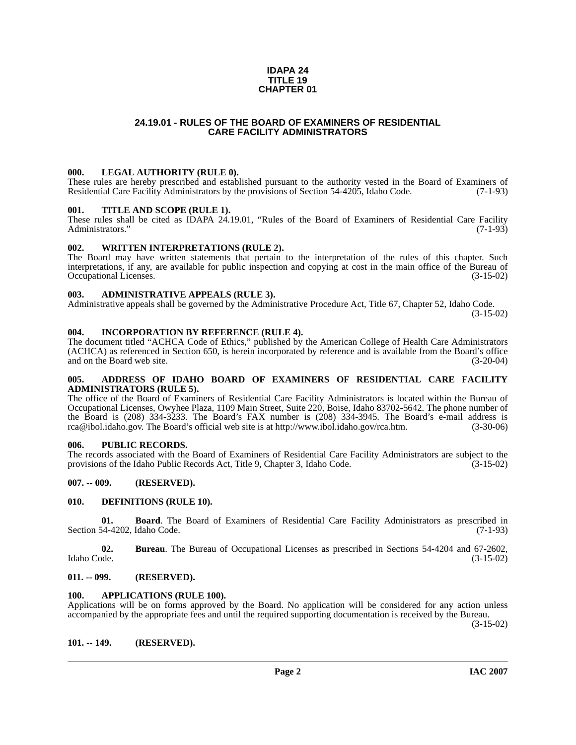**IDAPA 24**
**TITLE 19**
**CHAPTER 01**

# 24.19.01 - RULES OF THE BOARD OF EXAMINERS OF RESIDENTIAL CARE FACILITY ADMINISTRATORS

### 000. LEGAL AUTHORITY (RULE 0).

These rules are hereby prescribed and established pursuant to the authority vested in the Board of Examiners of Residential Care Facility Administrators by the provisions of Section 54-4205, Idaho Code. (7-1-93)

### 001. TITLE AND SCOPE (RULE 1).

These rules shall be cited as IDAPA 24.19.01, "Rules of the Board of Examiners of Residential Care Facility Administrators." (7-1-93)

### 002. WRITTEN INTERPRETATIONS (RULE 2).

The Board may have written statements that pertain to the interpretation of the rules of this chapter. Such interpretations, if any, are available for public inspection and copying at cost in the main office of the Bureau of Occupational Licenses. (3-15-02)

### 003. ADMINISTRATIVE APPEALS (RULE 3).

Administrative appeals shall be governed by the Administrative Procedure Act, Title 67, Chapter 52, Idaho Code. (3-15-02)

### 004. INCORPORATION BY REFERENCE (RULE 4).

The document titled "ACHCA Code of Ethics," published by the American College of Health Care Administrators (ACHCA) as referenced in Section 650, is herein incorporated by reference and is available from the Board's office and on the Board web site. (3-20-04)

### 005. ADDRESS OF IDAHO BOARD OF EXAMINERS OF RESIDENTIAL CARE FACILITY ADMINISTRATORS (RULE 5).

The office of the Board of Examiners of Residential Care Facility Administrators is located within the Bureau of Occupational Licenses, Owyhee Plaza, 1109 Main Street, Suite 220, Boise, Idaho 83702-5642. The phone number of the Board is (208) 334-3233. The Board's FAX number is (208) 334-3945. The Board's e-mail address is rca@ibol.idaho.gov. The Board's official web site is at http://www.ibol.idaho.gov/rca.htm. (3-30-06)

### 006. PUBLIC RECORDS.

The records associated with the Board of Examiners of Residential Care Facility Administrators are subject to the provisions of the Idaho Public Records Act, Title 9, Chapter 3, Idaho Code. (3-15-02)

### 007. -- 009. (RESERVED).

### 010. DEFINITIONS (RULE 10).

**01. Board**. The Board of Examiners of Residential Care Facility Administrators as prescribed in Section 54-4202, Idaho Code. (7-1-93)

**02. Bureau**. The Bureau of Occupational Licenses as prescribed in Sections 54-4204 and 67-2602, Idaho Code. (3-15-02)

### 011. -- 099. (RESERVED).

### 100. APPLICATIONS (RULE 100).

Applications will be on forms approved by the Board. No application will be considered for any action unless accompanied by the appropriate fees and until the required supporting documentation is received by the Bureau. (3-15-02)

### 101. -- 149. (RESERVED).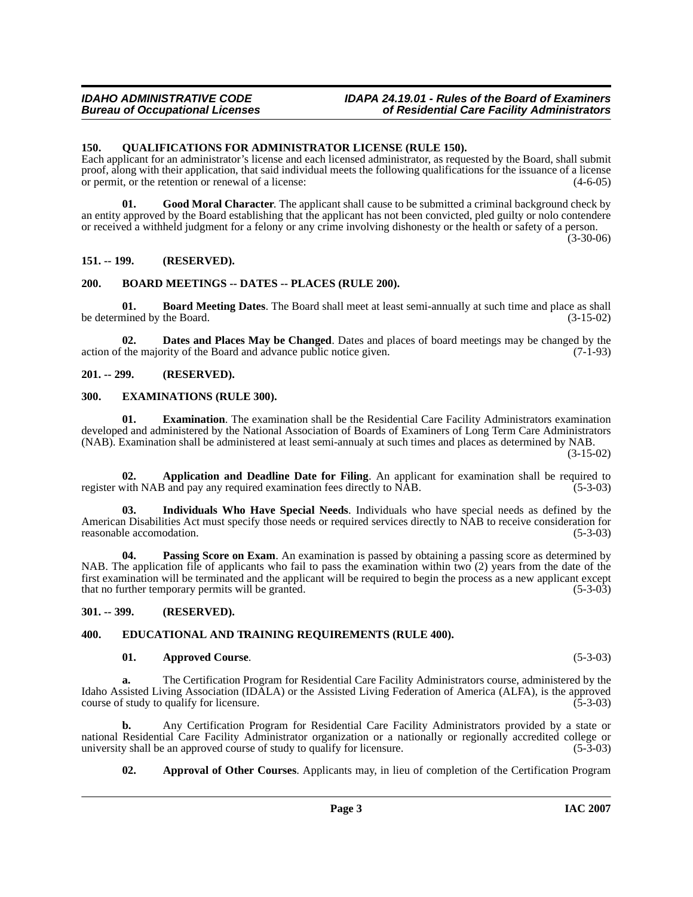## 150. QUALIFICATIONS FOR ADMINISTRATOR LICENSE (RULE 150).

Each applicant for an administrator's license and each licensed administrator, as requested by the Board, shall submit proof, along with their application, that said individual meets the following qualifications for the issuance of a license or permit, or the retention or renewal of a license: (4-6-05)

**01. Good Moral Character**. The applicant shall cause to be submitted a criminal background check by an entity approved by the Board establishing that the applicant has not been convicted, pled guilty or nolo contendere or received a withheld judgment for a felony or any crime involving dishonesty or the health or safety of a person. (3-30-06)

## 151. -- 199. (RESERVED).

## 200. BOARD MEETINGS -- DATES -- PLACES (RULE 200).

**01. Board Meeting Dates**. The Board shall meet at least semi-annually at such time and place as shall be determined by the Board. (3-15-02)

**02. Dates and Places May be Changed**. Dates and places of board meetings may be changed by the action of the majority of the Board and advance public notice given. (7-1-93)

## 201. -- 299. (RESERVED).

## 300. EXAMINATIONS (RULE 300).

**01. Examination**. The examination shall be the Residential Care Facility Administrators examination developed and administered by the National Association of Boards of Examiners of Long Term Care Administrators (NAB). Examination shall be administered at least semi-annualy at such times and places as determined by NAB. (3-15-02)

**02. Application and Deadline Date for Filing**. An applicant for examination shall be required to register with NAB and pay any required examination fees directly to NAB. (5-3-03)

**03. Individuals Who Have Special Needs**. Individuals who have special needs as defined by the American Disabilities Act must specify those needs or required services directly to NAB to receive consideration for reasonable accomodation. (5-3-03)

**04. Passing Score on Exam**. An examination is passed by obtaining a passing score as determined by NAB. The application file of applicants who fail to pass the examination within two (2) years from the date of the first examination will be terminated and the applicant will be required to begin the process as a new applicant except that no further temporary permits will be granted. (5-3-03)

## 301. -- 399. (RESERVED).

## 400. EDUCATIONAL AND TRAINING REQUIREMENTS (RULE 400).

**01. Approved Course**. (5-3-03)

**a.** The Certification Program for Residential Care Facility Administrators course, administered by the Idaho Assisted Living Association (IDALA) or the Assisted Living Federation of America (ALFA), is the approved course of study to qualify for licensure. (5-3-03)

**b.** Any Certification Program for Residential Care Facility Administrators provided by a state or national Residential Care Facility Administrator organization or a nationally or regionally accredited college or university shall be an approved course of study to qualify for licensure. (5-3-03)

**02. Approval of Other Courses**. Applicants may, in lieu of completion of the Certification Program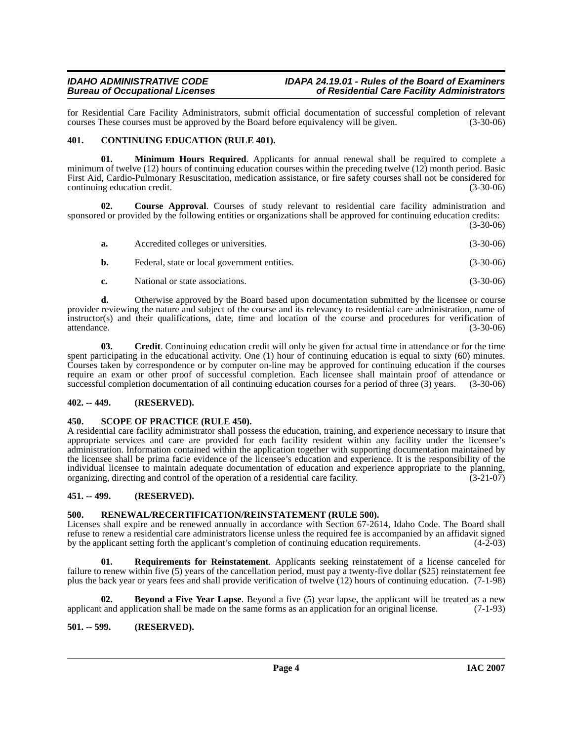for Residential Care Facility Administrators, submit official documentation of successful completion of relevant courses These courses must be approved by the Board before equivalency will be given. (3-30-06)

## 401. CONTINUING EDUCATION (RULE 401).

**01. Minimum Hours Required**. Applicants for annual renewal shall be required to complete a minimum of twelve (12) hours of continuing education courses within the preceding twelve (12) month period. Basic First Aid, Cardio-Pulmonary Resuscitation, medication assistance, or fire safety courses shall not be considered for continuing education credit. (3-30-06)

**02. Course Approval**. Courses of study relevant to residential care facility administration and sponsored or provided by the following entities or organizations shall be approved for continuing education credits: (3-30-06)

**a.** Accredited colleges or universities. (3-30-06)

**b.** Federal, state or local government entities. (3-30-06)

**c.** National or state associations. (3-30-06)

**d.** Otherwise approved by the Board based upon documentation submitted by the licensee or course provider reviewing the nature and subject of the course and its relevancy to residential care administration, name of instructor(s) and their qualifications, date, time and location of the course and procedures for verification of attendance. (3-30-06)

**03. Credit**. Continuing education credit will only be given for actual time in attendance or for the time spent participating in the educational activity. One (1) hour of continuing education is equal to sixty (60) minutes. Courses taken by correspondence or by computer on-line may be approved for continuing education if the courses require an exam or other proof of successful completion. Each licensee shall maintain proof of attendance or successful completion documentation of all continuing education courses for a period of three (3) years. (3-30-06)

## 402. -- 449. (RESERVED).

## 450. SCOPE OF PRACTICE (RULE 450).

A residential care facility administrator shall possess the education, training, and experience necessary to insure that appropriate services and care are provided for each facility resident within any facility under the licensee's administration. Information contained within the application together with supporting documentation maintained by the licensee shall be prima facie evidence of the licensee's education and experience. It is the responsibility of the individual licensee to maintain adequate documentation of education and experience appropriate to the planning, organizing, directing and control of the operation of a residential care facility. (3-21-07)

## 451. -- 499. (RESERVED).

## 500. RENEWAL/RECERTIFICATION/REINSTATEMENT (RULE 500).

Licenses shall expire and be renewed annually in accordance with Section 67-2614, Idaho Code. The Board shall refuse to renew a residential care administrators license unless the required fee is accompanied by an affidavit signed by the applicant setting forth the applicant's completion of continuing education requirements. (4-2-03)

**01. Requirements for Reinstatement**. Applicants seeking reinstatement of a license canceled for failure to renew within five (5) years of the cancellation period, must pay a twenty-five dollar ($25) reinstatement fee plus the back year or years fees and shall provide verification of twelve (12) hours of continuing education. (7-1-98)

**02. Beyond a Five Year Lapse**. Beyond a five (5) year lapse, the applicant will be treated as a new applicant and application shall be made on the same forms as an application for an original license. (7-1-93)

## 501. -- 599. (RESERVED).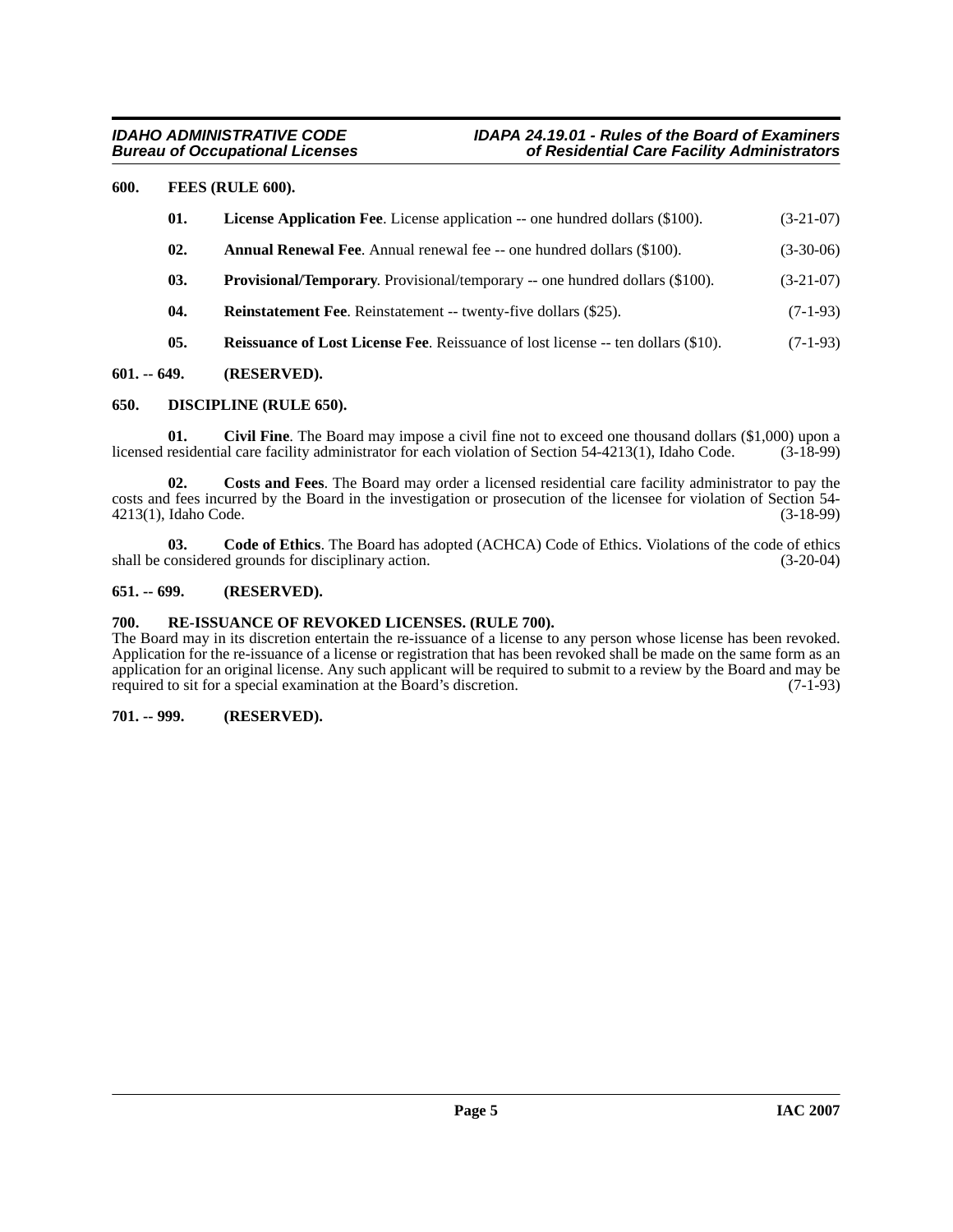## 600. FEES (RULE 600).

**01. License Application Fee**. License application -- one hundred dollars ($100). (3-21-07)

**02. Annual Renewal Fee**. Annual renewal fee -- one hundred dollars ($100). (3-30-06)

**03. Provisional/Temporary**. Provisional/temporary -- one hundred dollars ($100). (3-21-07)

**04. Reinstatement Fee**. Reinstatement -- twenty-five dollars ($25). (7-1-93)

**05. Reissuance of Lost License Fee**. Reissuance of lost license -- ten dollars ($10). (7-1-93)

## 601. -- 649. (RESERVED).

## 650. DISCIPLINE (RULE 650).

**01. Civil Fine**. The Board may impose a civil fine not to exceed one thousand dollars ($1,000) upon a licensed residential care facility administrator for each violation of Section 54-4213(1), Idaho Code. (3-18-99)

**02. Costs and Fees**. The Board may order a licensed residential care facility administrator to pay the costs and fees incurred by the Board in the investigation or prosecution of the licensee for violation of Section 54-4213(1), Idaho Code. (3-18-99)

**03. Code of Ethics**. The Board has adopted (ACHCA) Code of Ethics. Violations of the code of ethics shall be considered grounds for disciplinary action. (3-20-04)

## 651. -- 699. (RESERVED).

## 700. RE-ISSUANCE OF REVOKED LICENSES. (RULE 700).

The Board may in its discretion entertain the re-issuance of a license to any person whose license has been revoked. Application for the re-issuance of a license or registration that has been revoked shall be made on the same form as an application for an original license. Any such applicant will be required to submit to a review by the Board and may be required to sit for a special examination at the Board's discretion. (7-1-93)

## 701. -- 999. (RESERVED).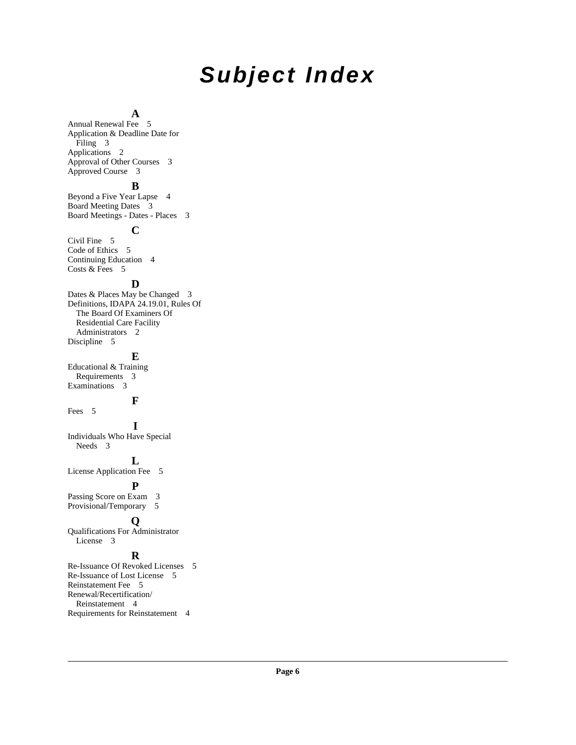# Subject Index

**A**

Annual Renewal Fee 5
Application & Deadline Date for Filing 3
Applications 2
Approval of Other Courses 3
Approved Course 3

**B**

Beyond a Five Year Lapse 4
Board Meeting Dates 3
Board Meetings - Dates - Places 3

**C**

Civil Fine 5
Code of Ethics 5
Continuing Education 4
Costs & Fees 5

**D**

Dates & Places May be Changed 3
Definitions, IDAPA 24.19.01, Rules Of The Board Of Examiners Of Residential Care Facility Administrators 2
Discipline 5

**E**

Educational & Training Requirements 3
Examinations 3

**F**

Fees 5

**I**

Individuals Who Have Special Needs 3

**L**

License Application Fee 5

**P**

Passing Score on Exam 3
Provisional/Temporary 5

**Q**

Qualifications For Administrator License 3

**R**

Re-Issuance Of Revoked Licenses 5
Re-Issuance of Lost License 5
Reinstatement Fee 5
Renewal/Recertification/Reinstatement 4
Requirements for Reinstatement 4